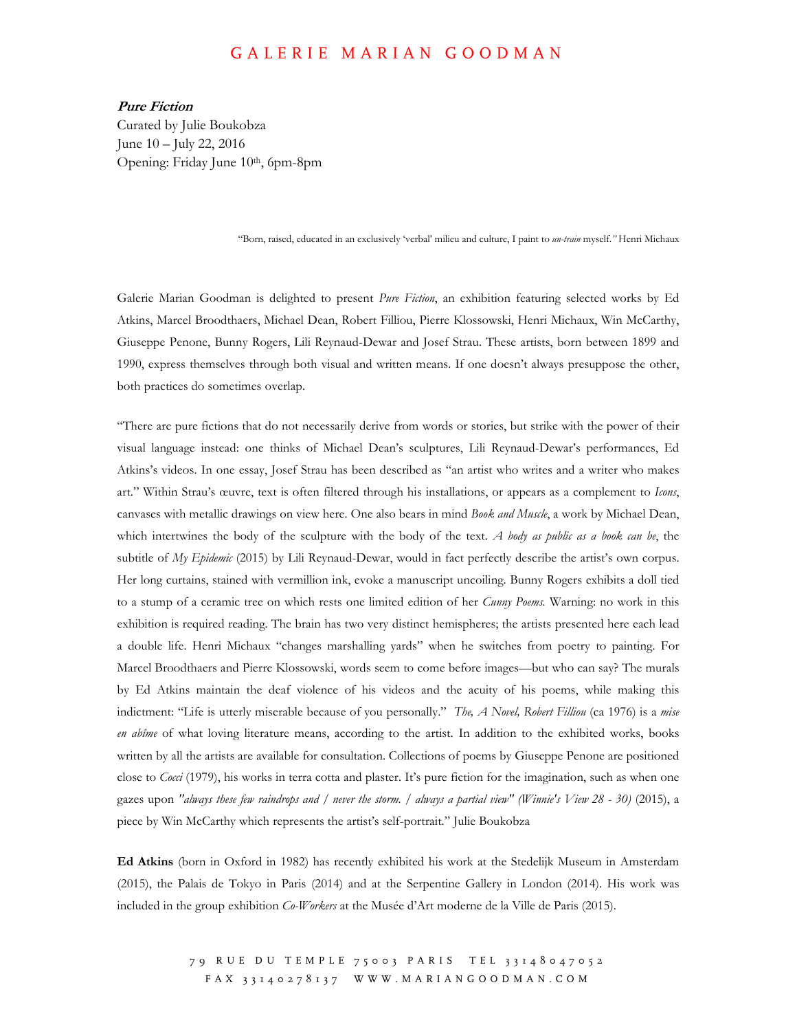# GALERIE MARIAN GOODMAN

***Pure Fiction***
Curated by Julie Boukobza
June 10 – July 22, 2016
Opening: Friday June 10th, 6pm-8pm

"Born, raised, educated in an exclusively 'verbal' milieu and culture, I paint to *un-train* myself.*"* Henri Michaux

Galerie Marian Goodman is delighted to present *Pure Fiction*, an exhibition featuring selected works by Ed Atkins, Marcel Broodthaers, Michael Dean, Robert Filliou, Pierre Klossowski, Henri Michaux, Win McCarthy, Giuseppe Penone, Bunny Rogers, Lili Reynaud-Dewar and Josef Strau. These artists, born between 1899 and 1990, express themselves through both visual and written means. If one doesn't always presuppose the other, both practices do sometimes overlap.

"There are pure fictions that do not necessarily derive from words or stories, but strike with the power of their visual language instead: one thinks of Michael Dean's sculptures, Lili Reynaud-Dewar's performances, Ed Atkins's videos. In one essay, Josef Strau has been described as "an artist who writes and a writer who makes art." Within Strau's œuvre, text is often filtered through his installations, or appears as a complement to *Icons*, canvases with metallic drawings on view here. One also bears in mind *Book and Muscle*, a work by Michael Dean, which intertwines the body of the sculpture with the body of the text. *A body as public as a book can be*, the subtitle of *My Epidemic* (2015) by Lili Reynaud-Dewar, would in fact perfectly describe the artist's own corpus. Her long curtains, stained with vermillion ink, evoke a manuscript uncoiling. Bunny Rogers exhibits a doll tied to a stump of a ceramic tree on which rests one limited edition of her *Cunny Poems.* Warning: no work in this exhibition is required reading. The brain has two very distinct hemispheres; the artists presented here each lead a double life. Henri Michaux "changes marshalling yards" when he switches from poetry to painting. For Marcel Broodthaers and Pierre Klossowski, words seem to come before images—but who can say? The murals by Ed Atkins maintain the deaf violence of his videos and the acuity of his poems, while making this indictment: "Life is utterly miserable because of you personally." *The, A Novel, Robert Filliou* (ca 1976) is a *mise en abîme* of what loving literature means, according to the artist. In addition to the exhibited works, books written by all the artists are available for consultation. Collections of poems by Giuseppe Penone are positioned close to *Cocci* (1979), his works in terra cotta and plaster. It's pure fiction for the imagination, such as when one gazes upon *"always these few raindrops and / never the storm. / always a partial view" (Winnie's View 28 - 30)* (2015), a piece by Win McCarthy which represents the artist's self-portrait." Julie Boukobza

**Ed Atkins** (born in Oxford in 1982) has recently exhibited his work at the Stedelijk Museum in Amsterdam (2015), the Palais de Tokyo in Paris (2014) and at the Serpentine Gallery in London (2014). His work was included in the group exhibition *Co-Workers* at the Musée d'Art moderne de la Ville de Paris (2015).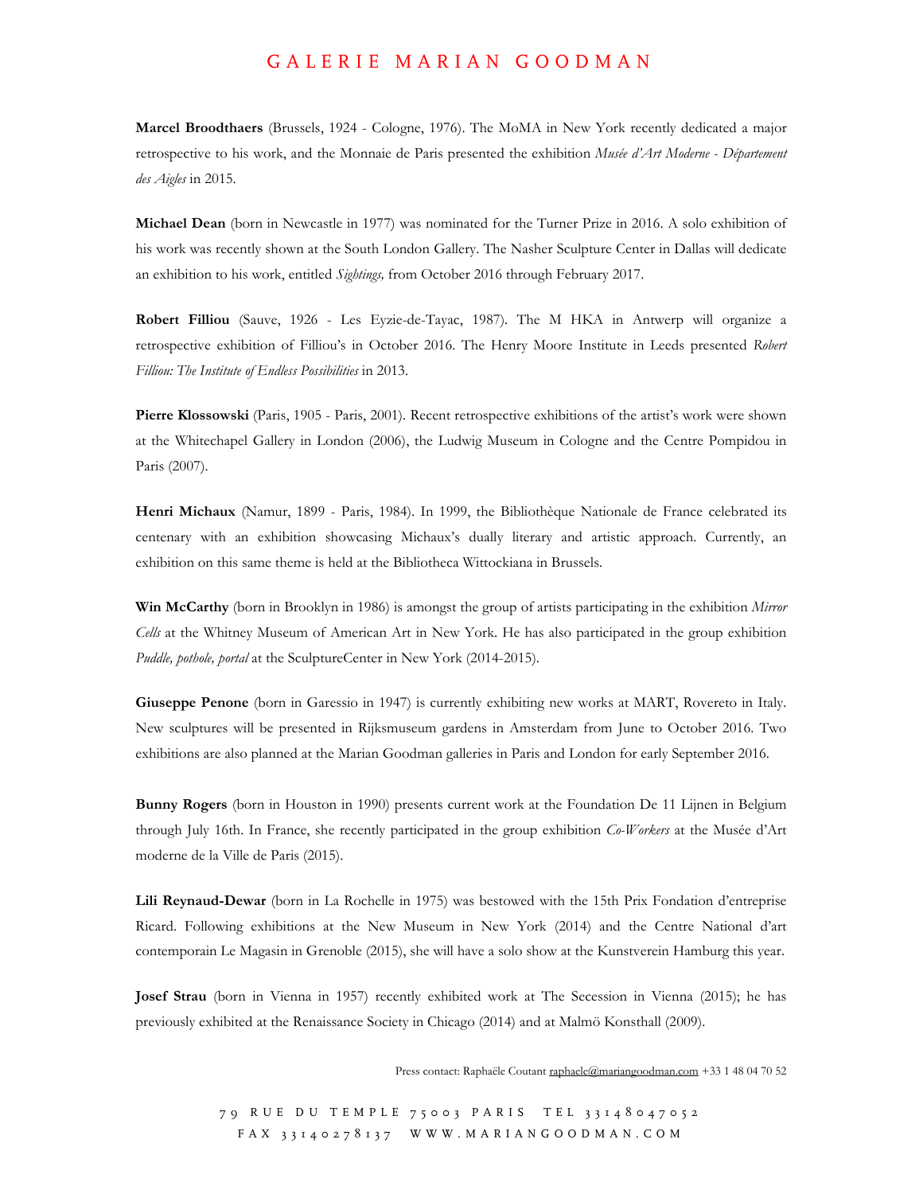**Marcel Broodthaers** (Brussels, 1924 - Cologne, 1976). The MoMA in New York recently dedicated a major retrospective to his work, and the Monnaie de Paris presented the exhibition *Musée d'Art Moderne - Département des Aigles* in 2015.

**Michael Dean** (born in Newcastle in 1977) was nominated for the Turner Prize in 2016. A solo exhibition of his work was recently shown at the South London Gallery. The Nasher Sculpture Center in Dallas will dedicate an exhibition to his work, entitled *Sightings,* from October 2016 through February 2017.

**Robert Filliou** (Sauve, 1926 - Les Eyzie-de-Tayac, 1987). The M HKA in Antwerp will organize a retrospective exhibition of Filliou's in October 2016. The Henry Moore Institute in Leeds presented *Robert Filliou: The Institute of Endless Possibilities* in 2013.

**Pierre Klossowski** (Paris, 1905 - Paris, 2001). Recent retrospective exhibitions of the artist's work were shown at the Whitechapel Gallery in London (2006), the Ludwig Museum in Cologne and the Centre Pompidou in Paris (2007).

**Henri Michaux** (Namur, 1899 - Paris, 1984). In 1999, the Bibliothèque Nationale de France celebrated its centenary with an exhibition showcasing Michaux's dually literary and artistic approach. Currently, an exhibition on this same theme is held at the Bibliotheca Wittockiana in Brussels.

**Win McCarthy** (born in Brooklyn in 1986) is amongst the group of artists participating in the exhibition *Mirror Cells* at the Whitney Museum of American Art in New York. He has also participated in the group exhibition *Puddle, pothole, portal* at the SculptureCenter in New York (2014-2015).

**Giuseppe Penone** (born in Garessio in 1947) is currently exhibiting new works at MART, Rovereto in Italy. New sculptures will be presented in Rijksmuseum gardens in Amsterdam from June to October 2016. Two exhibitions are also planned at the Marian Goodman galleries in Paris and London for early September 2016.

**Bunny Rogers** (born in Houston in 1990) presents current work at the Foundation De 11 Lijnen in Belgium through July 16th. In France, she recently participated in the group exhibition *Co-Workers* at the Musée d'Art moderne de la Ville de Paris (2015).

**Lili Reynaud-Dewar** (born in La Rochelle in 1975) was bestowed with the 15th Prix Fondation d'entreprise Ricard. Following exhibitions at the New Museum in New York (2014) and the Centre National d'art contemporain Le Magasin in Grenoble (2015), she will have a solo show at the Kunstverein Hamburg this year.

**Josef Strau** (born in Vienna in 1957) recently exhibited work at The Secession in Vienna (2015); he has previously exhibited at the Renaissance Society in Chicago (2014) and at Malmö Konsthall (2009).

Press contact: Raphaële Coutant raphaele@mariangoodman.com +33 1 48 04 70 52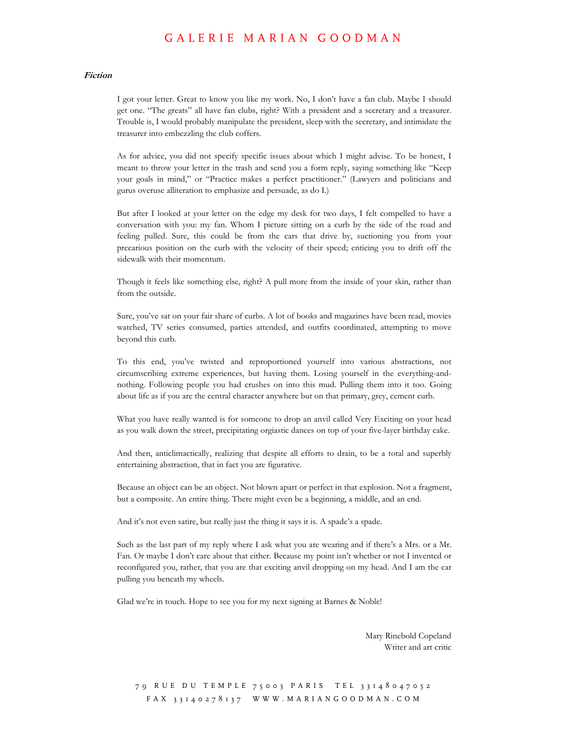***Fiction***

I got your letter. Great to know you like my work. No, I don't have a fan club. Maybe I should get one. "The greats" all have fan clubs, right? With a president and a secretary and a treasurer. Trouble is, I would probably manipulate the president, sleep with the secretary, and intimidate the treasurer into embezzling the club coffers.

As for advice, you did not specify specific issues about which I might advise. To be honest, I meant to throw your letter in the trash and send you a form reply, saying something like "Keep your goals in mind," or "Practice makes a perfect practitioner." (Lawyers and politicians and gurus overuse alliteration to emphasize and persuade, as do I.)

But after I looked at your letter on the edge my desk for two days, I felt compelled to have a conversation with you: my fan. Whom I picture sitting on a curb by the side of the road and feeling pulled. Sure, this could be from the cars that drive by, suctioning you from your precarious position on the curb with the velocity of their speed; enticing you to drift off the sidewalk with their momentum.

Though it feels like something else, right? A pull more from the inside of your skin, rather than from the outside.

Sure, you've sat on your fair share of curbs. A lot of books and magazines have been read, movies watched, TV series consumed, parties attended, and outfits coordinated, attempting to move beyond this curb.

To this end, you've twisted and reproportioned yourself into various abstractions, not circumscribing extreme experiences, but having them. Losing yourself in the everything-and-nothing. Following people you had crushes on into this mud. Pulling them into it too. Going about life as if you are the central character anywhere but on that primary, grey, cement curb.

What you have really wanted is for someone to drop an anvil called Very Exciting on your head as you walk down the street, precipitating orgiastic dances on top of your five-layer birthday cake.

And then, anticlimactically, realizing that despite all efforts to drain, to be a total and superbly entertaining abstraction, that in fact you are figurative.

Because an object can be an object. Not blown apart or perfect in that explosion. Not a fragment, but a composite. An entire thing. There might even be a beginning, a middle, and an end.

And it's not even satire, but really just the thing it says it is. A spade's a spade.

Such as the last part of my reply where I ask what you are wearing and if there's a Mrs. or a Mr. Fan. Or maybe I don't care about that either. Because my point isn't whether or not I invented or reconfigured you, rather, that you are that exciting anvil dropping on my head. And I am the car pulling you beneath my wheels.

Glad we're in touch. Hope to see you for my next signing at Barnes & Noble!

Mary Rinebold Copeland
Writer and art critic